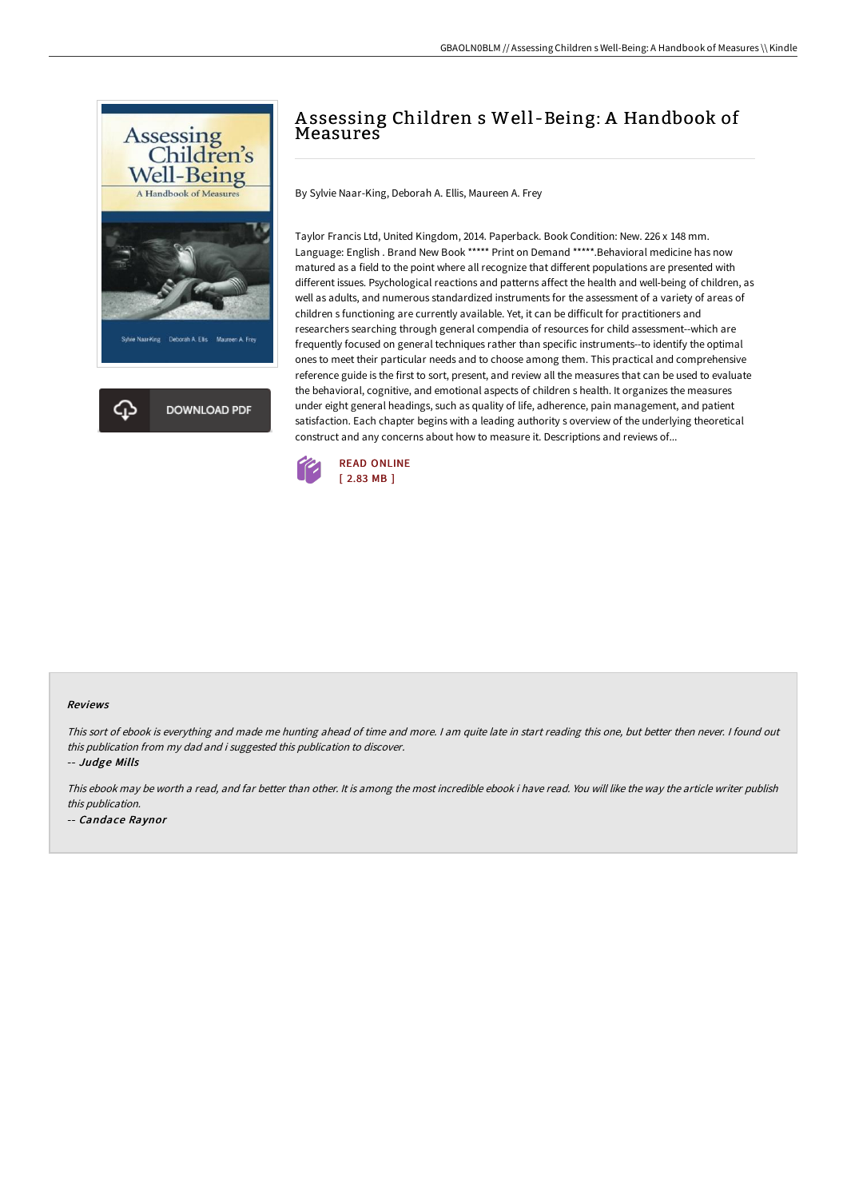# Assessing Children s Well-Being: A Handbook of Measures

By Sylvie Naar-King, Deborah A. Ellis, Maureen A. Frey

Taylor Francis Ltd, United Kingdom, 2014. Paperback. Book Condition: New. 226 x 148 mm. Language: English . Brand New Book ***** Print on Demand *****.Behavioral medicine has now matured as a field to the point where all recognize that different populations are presented with different issues. Psychological reactions and patterns affect the health and well-being of children, as well as adults, and numerous standardized instruments for the assessment of a variety of areas of children s functioning are currently available. Yet, it can be difficult for practitioners and researchers searching through general compendia of resources for child assessment--which are frequently focused on general techniques rather than specific instruments--to identify the optimal ones to meet their particular needs and to choose among them. This practical and comprehensive reference guide is the first to sort, present, and review all the measures that can be used to evaluate the behavioral, cognitive, and emotional aspects of children s health. It organizes the measures under eight general headings, such as quality of life, adherence, pain management, and patient satisfaction. Each chapter begins with a leading authority s overview of the underlying theoretical construct and any concerns about how to measure it. Descriptions and reviews of...

READ ONLINE
[ 2.83 MB ]

DOWNLOAD PDF

#### Reviews

*This sort of ebook is everything and made me hunting ahead of time and more. I am quite late in start reading this one, but better then never. I found out this publication from my dad and i suggested this publication to discover.*

-- *Judge Mills*

*This ebook may be worth a read, and far better than other. It is among the most incredible ebook i have read. You will like the way the article writer publish this publication.*

-- *Candace Raynor*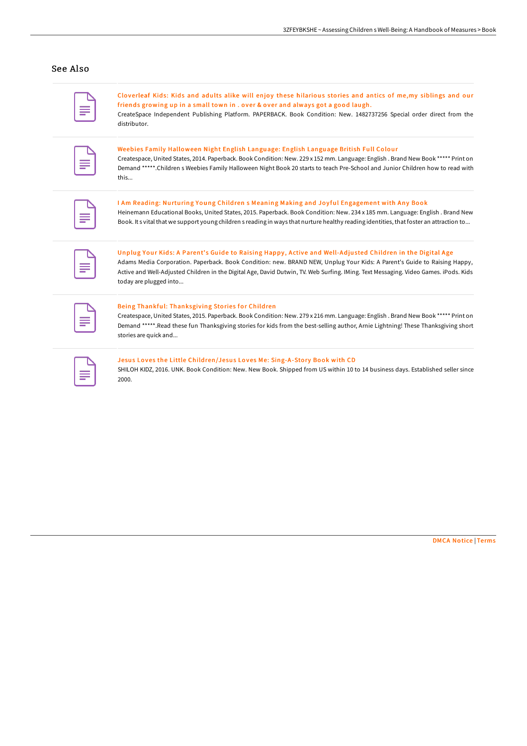## See Also

**Cloverleaf Kids: Kids and adults alike will enjoy these hilarious stories and antics of me,my siblings and our friends growing up in a small town in . over & over and always got a good laugh.**
CreateSpace Independent Publishing Platform. PAPERBACK. Book Condition: New. 1482737256 Special order direct from the distributor.

**Weebies Family Halloween Night English Language: English Language British Full Colour**
Createspace, United States, 2014. Paperback. Book Condition: New. 229 x 152 mm. Language: English . Brand New Book ***** Print on Demand *****.Children s Weebies Family Halloween Night Book 20 starts to teach Pre-School and Junior Children how to read with this...

**I Am Reading: Nurturing Young Children s Meaning Making and Joyful Engagement with Any Book**
Heinemann Educational Books, United States, 2015. Paperback. Book Condition: New. 234 x 185 mm. Language: English . Brand New Book. It s vital that we support young children s reading in ways that nurture healthy reading identities, that foster an attraction to...

**Unplug Your Kids: A Parent's Guide to Raising Happy, Active and Well-Adjusted Children in the Digital Age**
Adams Media Corporation. Paperback. Book Condition: new. BRAND NEW, Unplug Your Kids: A Parent's Guide to Raising Happy, Active and Well-Adjusted Children in the Digital Age, David Dutwin, TV. Web Surfing. IMing. Text Messaging. Video Games. iPods. Kids today are plugged into...

**Being Thankful: Thanksgiving Stories for Children**
Createspace, United States, 2015. Paperback. Book Condition: New. 279 x 216 mm. Language: English . Brand New Book ***** Print on Demand *****.Read these fun Thanksgiving stories for kids from the best-selling author, Arnie Lightning! These Thanksgiving short stories are quick and...

**Jesus Loves the Little Children/Jesus Loves Me: Sing-A-Story Book with CD**
SHILOH KIDZ, 2016. UNK. Book Condition: New. New Book. Shipped from US within 10 to 14 business days. Established seller since 2000.

DMCA Notice | Terms